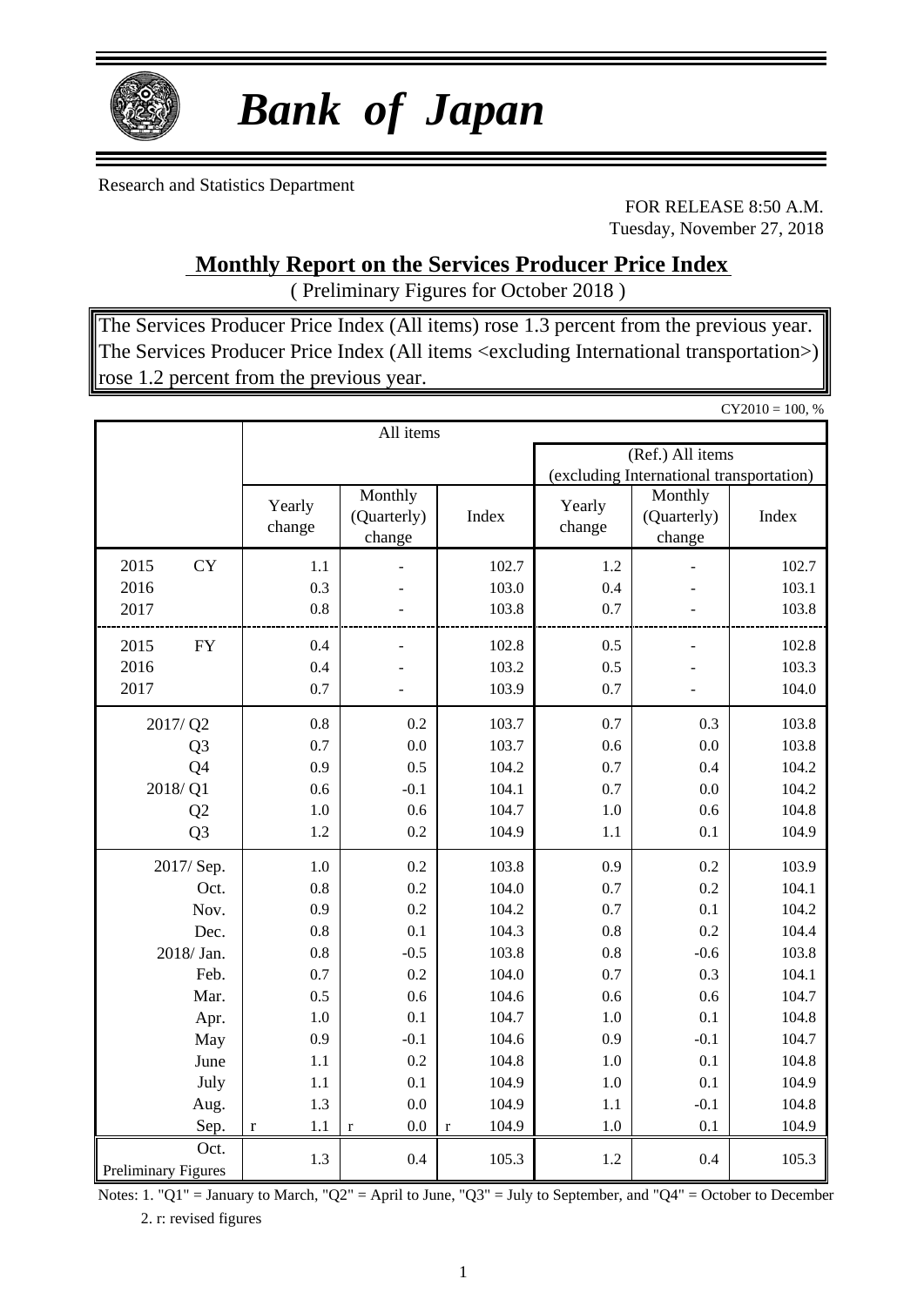# *Bank of Japan*

Research and Statistics Department

FOR RELEASE 8:50 A.M.
Tuesday, November 27, 2018

## Monthly Report on the Services Producer Price Index

( Preliminary Figures for October 2018 )

The Services Producer Price Index (All items) rose 1.3 percent from the previous year.
The Services Producer Price Index (All items <excluding International transportation>) rose 1.2 percent from the previous year.

CY2010 = 100, %

| | All items | | | | | |
|---|---|---|---|---|---|---|
| | | | | (Ref.) All items (excluding International transportation) | | |
| | Yearly change | Monthly (Quarterly) change | Index | Yearly change | Monthly (Quarterly) change | Index |
| 2015 CY | 1.1 | - | 102.7 | 1.2 | - | 102.7 |
| 2016 | 0.3 | - | 103.0 | 0.4 | - | 103.1 |
| 2017 | 0.8 | - | 103.8 | 0.7 | - | 103.8 |
| 2015 FY | 0.4 | - | 102.8 | 0.5 | - | 102.8 |
| 2016 | 0.4 | - | 103.2 | 0.5 | - | 103.3 |
| 2017 | 0.7 | - | 103.9 | 0.7 | - | 104.0 |
| 2017/ Q2 | 0.8 | 0.2 | 103.7 | 0.7 | 0.3 | 103.8 |
| Q3 | 0.7 | 0.0 | 103.7 | 0.6 | 0.0 | 103.8 |
| Q4 | 0.9 | 0.5 | 104.2 | 0.7 | 0.4 | 104.2 |
| 2018/ Q1 | 0.6 | -0.1 | 104.1 | 0.7 | 0.0 | 104.2 |
| Q2 | 1.0 | 0.6 | 104.7 | 1.0 | 0.6 | 104.8 |
| Q3 | 1.2 | 0.2 | 104.9 | 1.1 | 0.1 | 104.9 |
| 2017/ Sep. | 1.0 | 0.2 | 103.8 | 0.9 | 0.2 | 103.9 |
| Oct. | 0.8 | 0.2 | 104.0 | 0.7 | 0.2 | 104.1 |
| Nov. | 0.9 | 0.2 | 104.2 | 0.7 | 0.1 | 104.2 |
| Dec. | 0.8 | 0.1 | 104.3 | 0.8 | 0.2 | 104.4 |
| 2018/ Jan. | 0.8 | -0.5 | 103.8 | 0.8 | -0.6 | 103.8 |
| Feb. | 0.7 | 0.2 | 104.0 | 0.7 | 0.3 | 104.1 |
| Mar. | 0.5 | 0.6 | 104.6 | 0.6 | 0.6 | 104.7 |
| Apr. | 1.0 | 0.1 | 104.7 | 1.0 | 0.1 | 104.8 |
| May | 0.9 | -0.1 | 104.6 | 0.9 | -0.1 | 104.7 |
| June | 1.1 | 0.2 | 104.8 | 1.0 | 0.1 | 104.8 |
| July | 1.1 | 0.1 | 104.9 | 1.0 | 0.1 | 104.9 |
| Aug. | 1.3 | 0.0 | 104.9 | 1.1 | -0.1 | 104.8 |
| Sep. | r 1.1 | r 0.0 | r 104.9 | 1.0 | 0.1 | 104.9 |
| Oct. Preliminary Figures | 1.3 | 0.4 | 105.3 | 1.2 | 0.4 | 105.3 |

Notes: 1. "Q1" = January to March, "Q2" = April to June, "Q3" = July to September, and "Q4" = October to December
2. r: revised figures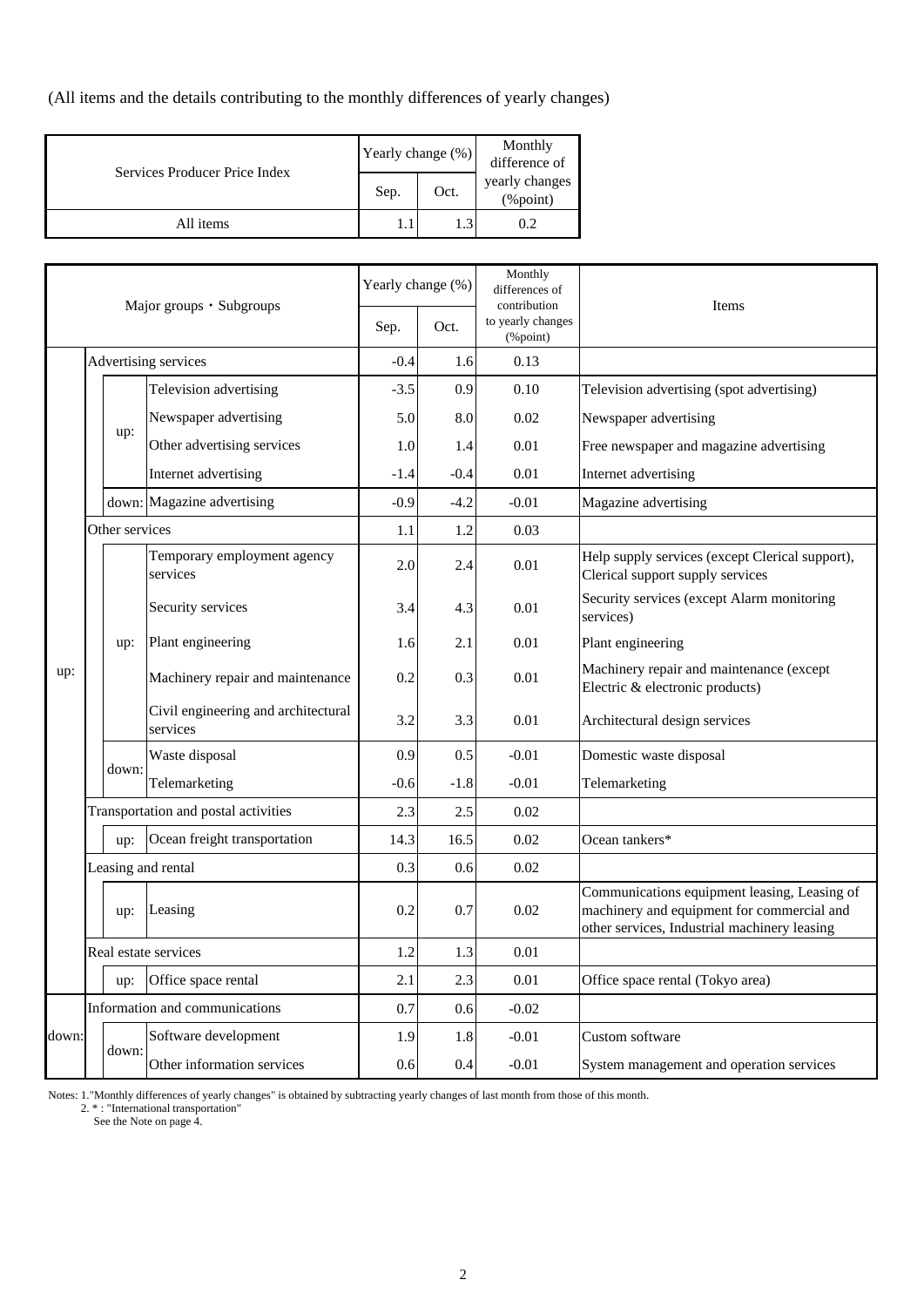(All items and the details contributing to the monthly differences of yearly changes)

| Services Producer Price Index | Yearly change (%) | | Monthly difference of yearly changes (%point) |
|---|---|---|---|
| | Sep. | Oct. | |
| All items | 1.1 | 1.3 | 0.2 |

| Major groups・Subgroups | | | Yearly change (%) | | Monthly differences of contribution to yearly changes (%point) | Items |
|---|---|---|---|---|---|---|
| | | | Sep. | Oct. | | |
| up: | Advertising services | | -0.4 | 1.6 | 0.13 | |
| | up: | Television advertising | -3.5 | 0.9 | 0.10 | Television advertising (spot advertising) |
| | | Newspaper advertising | 5.0 | 8.0 | 0.02 | Newspaper advertising |
| | | Other advertising services | 1.0 | 1.4 | 0.01 | Free newspaper and magazine advertising |
| | | Internet advertising | -1.4 | -0.4 | 0.01 | Internet advertising |
| | down: | Magazine advertising | -0.9 | -4.2 | -0.01 | Magazine advertising |
| | Other services | | 1.1 | 1.2 | 0.03 | |
| | up: | Temporary employment agency services | 2.0 | 2.4 | 0.01 | Help supply services (except Clerical support), Clerical support supply services |
| | | Security services | 3.4 | 4.3 | 0.01 | Security services (except Alarm monitoring services) |
| | | Plant engineering | 1.6 | 2.1 | 0.01 | Plant engineering |
| | | Machinery repair and maintenance | 0.2 | 0.3 | 0.01 | Machinery repair and maintenance (except Electric & electronic products) |
| | | Civil engineering and architectural services | 3.2 | 3.3 | 0.01 | Architectural design services |
| | down: | Waste disposal | 0.9 | 0.5 | -0.01 | Domestic waste disposal |
| | | Telemarketing | -0.6 | -1.8 | -0.01 | Telemarketing |
| | Transportation and postal activities | | 2.3 | 2.5 | 0.02 | |
| | up: | Ocean freight transportation | 14.3 | 16.5 | 0.02 | Ocean tankers* |
| | Leasing and rental | | 0.3 | 0.6 | 0.02 | |
| | up: | Leasing | 0.2 | 0.7 | 0.02 | Communications equipment leasing, Leasing of machinery and equipment for commercial and other services, Industrial machinery leasing |
| | Real estate services | | 1.2 | 1.3 | 0.01 | |
| | up: | Office space rental | 2.1 | 2.3 | 0.01 | Office space rental (Tokyo area) |
| down: | Information and communications | | 0.7 | 0.6 | -0.02 | |
| | down: | Software development | 1.9 | 1.8 | -0.01 | Custom software |
| | | Other information services | 0.6 | 0.4 | -0.01 | System management and operation services |

Notes: 1."Monthly differences of yearly changes" is obtained by subtracting yearly changes of last month from those of this month.
2. * : "International transportation"
See the Note on page 4.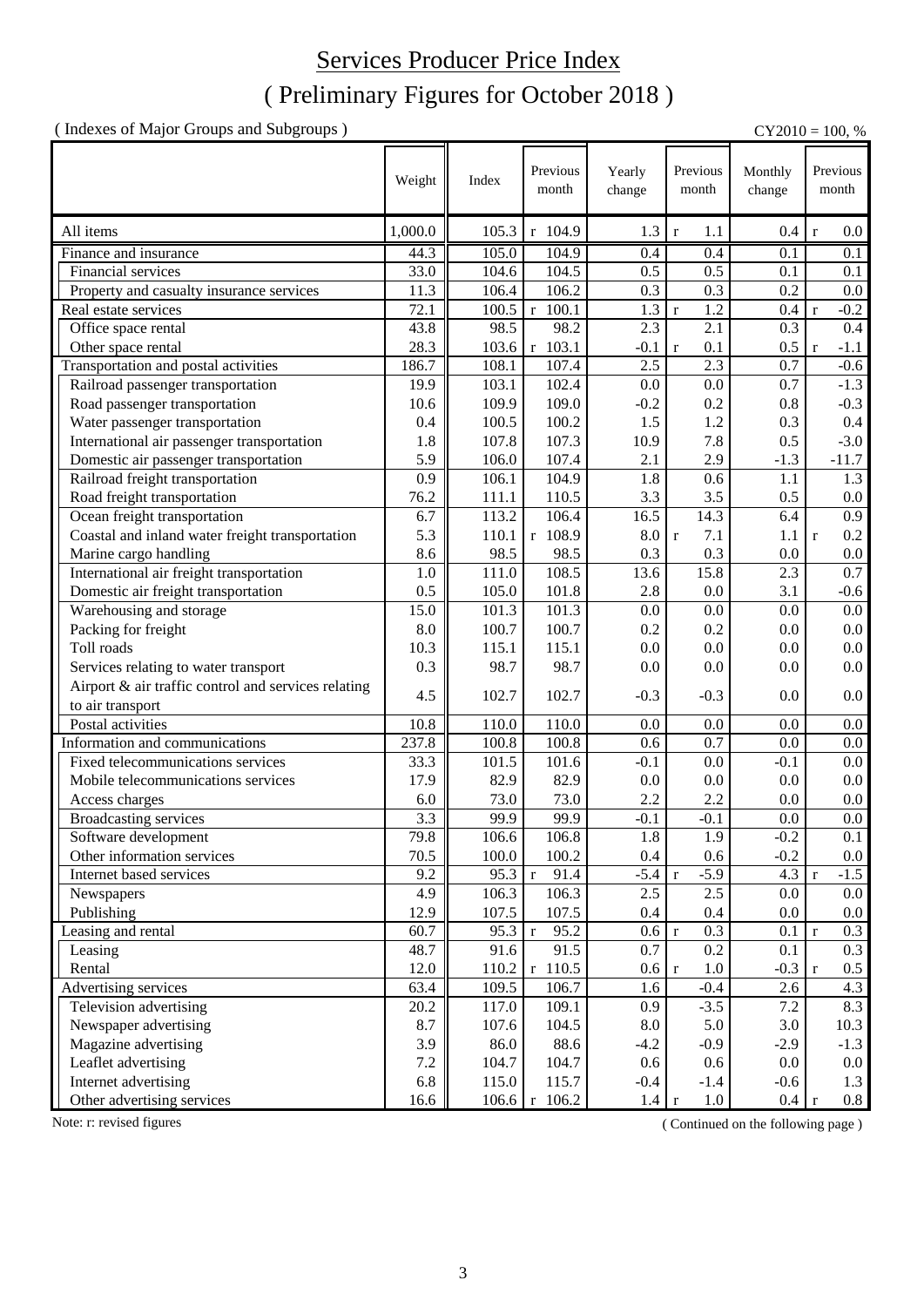# Services Producer Price Index

## ( Preliminary Figures for October 2018 )

( Indexes of Major Groups and Subgroups ) CY2010 = 100, %

| | Weight | Index | Previous month | Yearly change | Previous month | Monthly change | Previous month |
|---|---|---|---|---|---|---|---|
| All items | 1,000.0 | 105.3 | r 104.9 | 1.3 | r 1.1 | 0.4 | r 0.0 |
| Finance and insurance | 44.3 | 105.0 | 104.9 | 0.4 | 0.4 | 0.1 | 0.1 |
| Financial services | 33.0 | 104.6 | 104.5 | 0.5 | 0.5 | 0.1 | 0.1 |
| Property and casualty insurance services | 11.3 | 106.4 | 106.2 | 0.3 | 0.3 | 0.2 | 0.0 |
| Real estate services | 72.1 | 100.5 | r 100.1 | 1.3 | r 1.2 | 0.4 | r -0.2 |
| Office space rental | 43.8 | 98.5 | 98.2 | 2.3 | 2.1 | 0.3 | 0.4 |
| Other space rental | 28.3 | 103.6 | r 103.1 | -0.1 | r 0.1 | 0.5 | r -1.1 |
| Transportation and postal activities | 186.7 | 108.1 | 107.4 | 2.5 | 2.3 | 0.7 | -0.6 |
| Railroad passenger transportation | 19.9 | 103.1 | 102.4 | 0.0 | 0.0 | 0.7 | -1.3 |
| Road passenger transportation | 10.6 | 109.9 | 109.0 | -0.2 | 0.2 | 0.8 | -0.3 |
| Water passenger transportation | 0.4 | 100.5 | 100.2 | 1.5 | 1.2 | 0.3 | 0.4 |
| International air passenger transportation | 1.8 | 107.8 | 107.3 | 10.9 | 7.8 | 0.5 | -3.0 |
| Domestic air passenger transportation | 5.9 | 106.0 | 107.4 | 2.1 | 2.9 | -1.3 | -11.7 |
| Railroad freight transportation | 0.9 | 106.1 | 104.9 | 1.8 | 0.6 | 1.1 | 1.3 |
| Road freight transportation | 76.2 | 111.1 | 110.5 | 3.3 | 3.5 | 0.5 | 0.0 |
| Ocean freight transportation | 6.7 | 113.2 | 106.4 | 16.5 | 14.3 | 6.4 | 0.9 |
| Coastal and inland water freight transportation | 5.3 | 110.1 | r 108.9 | 8.0 | r 7.1 | 1.1 | r 0.2 |
| Marine cargo handling | 8.6 | 98.5 | 98.5 | 0.3 | 0.3 | 0.0 | 0.0 |
| International air freight transportation | 1.0 | 111.0 | 108.5 | 13.6 | 15.8 | 2.3 | 0.7 |
| Domestic air freight transportation | 0.5 | 105.0 | 101.8 | 2.8 | 0.0 | 3.1 | -0.6 |
| Warehousing and storage | 15.0 | 101.3 | 101.3 | 0.0 | 0.0 | 0.0 | 0.0 |
| Packing for freight | 8.0 | 100.7 | 100.7 | 0.2 | 0.2 | 0.0 | 0.0 |
| Toll roads | 10.3 | 115.1 | 115.1 | 0.0 | 0.0 | 0.0 | 0.0 |
| Services relating to water transport | 0.3 | 98.7 | 98.7 | 0.0 | 0.0 | 0.0 | 0.0 |
| Airport & air traffic control and services relating to air transport | 4.5 | 102.7 | 102.7 | -0.3 | -0.3 | 0.0 | 0.0 |
| Postal activities | 10.8 | 110.0 | 110.0 | 0.0 | 0.0 | 0.0 | 0.0 |
| Information and communications | 237.8 | 100.8 | 100.8 | 0.6 | 0.7 | 0.0 | 0.0 |
| Fixed telecommunications services | 33.3 | 101.5 | 101.6 | -0.1 | 0.0 | -0.1 | 0.0 |
| Mobile telecommunications services | 17.9 | 82.9 | 82.9 | 0.0 | 0.0 | 0.0 | 0.0 |
| Access charges | 6.0 | 73.0 | 73.0 | 2.2 | 2.2 | 0.0 | 0.0 |
| Broadcasting services | 3.3 | 99.9 | 99.9 | -0.1 | -0.1 | 0.0 | 0.0 |
| Software development | 79.8 | 106.6 | 106.8 | 1.8 | 1.9 | -0.2 | 0.1 |
| Other information services | 70.5 | 100.0 | 100.2 | 0.4 | 0.6 | -0.2 | 0.0 |
| Internet based services | 9.2 | 95.3 | r 91.4 | -5.4 | r -5.9 | 4.3 | r -1.5 |
| Newspapers | 4.9 | 106.3 | 106.3 | 2.5 | 2.5 | 0.0 | 0.0 |
| Publishing | 12.9 | 107.5 | 107.5 | 0.4 | 0.4 | 0.0 | 0.0 |
| Leasing and rental | 60.7 | 95.3 | r 95.2 | 0.6 | r 0.3 | 0.1 | r 0.3 |
| Leasing | 48.7 | 91.6 | 91.5 | 0.7 | 0.2 | 0.1 | 0.3 |
| Rental | 12.0 | 110.2 | r 110.5 | 0.6 | r 1.0 | -0.3 | r 0.5 |
| Advertising services | 63.4 | 109.5 | 106.7 | 1.6 | -0.4 | 2.6 | 4.3 |
| Television advertising | 20.2 | 117.0 | 109.1 | 0.9 | -3.5 | 7.2 | 8.3 |
| Newspaper advertising | 8.7 | 107.6 | 104.5 | 8.0 | 5.0 | 3.0 | 10.3 |
| Magazine advertising | 3.9 | 86.0 | 88.6 | -4.2 | -0.9 | -2.9 | -1.3 |
| Leaflet advertising | 7.2 | 104.7 | 104.7 | 0.6 | 0.6 | 0.0 | 0.0 |
| Internet advertising | 6.8 | 115.0 | 115.7 | -0.4 | -1.4 | -0.6 | 1.3 |
| Other advertising services | 16.6 | 106.6 | r 106.2 | 1.4 | r 1.0 | 0.4 | r 0.8 |

Note: r: revised figures

( Continued on the following page )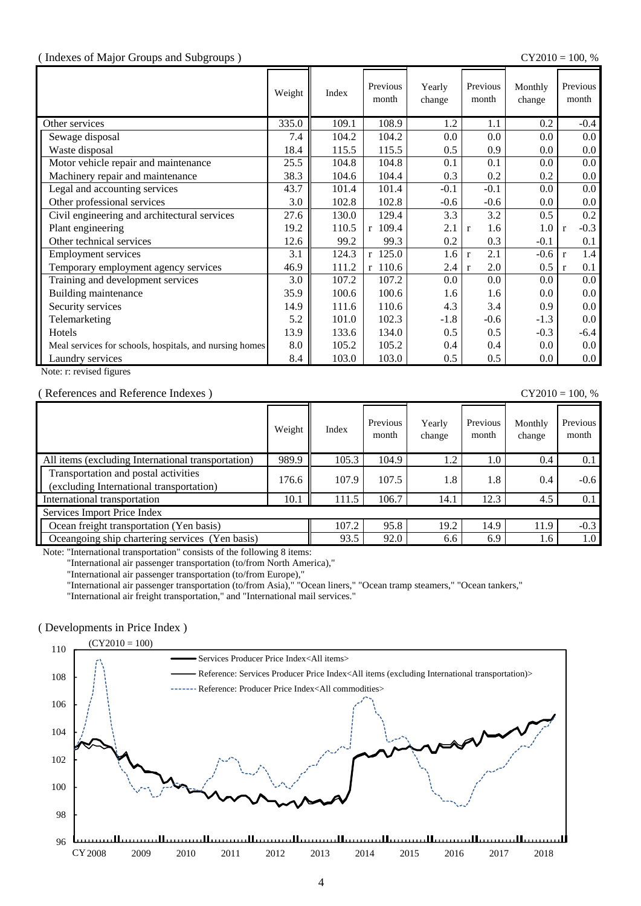( Indexes of Major Groups and Subgroups )

CY2010 = 100, %

| | Weight | Index | Previous month | Yearly change | Previous month | Monthly change | Previous month |
|---|---|---|---|---|---|---|---|
| Other services | 335.0 | 109.1 | 108.9 | 1.2 | 1.1 | 0.2 | -0.4 |
| Sewage disposal | 7.4 | 104.2 | 104.2 | 0.0 | 0.0 | 0.0 | 0.0 |
| Waste disposal | 18.4 | 115.5 | 115.5 | 0.5 | 0.9 | 0.0 | 0.0 |
| Motor vehicle repair and maintenance | 25.5 | 104.8 | 104.8 | 0.1 | 0.1 | 0.0 | 0.0 |
| Machinery repair and maintenance | 38.3 | 104.6 | 104.4 | 0.3 | 0.2 | 0.2 | 0.0 |
| Legal and accounting services | 43.7 | 101.4 | 101.4 | -0.1 | -0.1 | 0.0 | 0.0 |
| Other professional services | 3.0 | 102.8 | 102.8 | -0.6 | -0.6 | 0.0 | 0.0 |
| Civil engineering and architectural services | 27.6 | 130.0 | 129.4 | 3.3 | 3.2 | 0.5 | 0.2 |
| Plant engineering | 19.2 | 110.5 | r 109.4 | 2.1 | r 1.6 | 1.0 | r -0.3 |
| Other technical services | 12.6 | 99.2 | 99.3 | 0.2 | 0.3 | -0.1 | 0.1 |
| Employment services | 3.1 | 124.3 | r 125.0 | 1.6 | r 2.1 | -0.6 | r 1.4 |
| Temporary employment agency services | 46.9 | 111.2 | r 110.6 | 2.4 | r 2.0 | 0.5 | r 0.1 |
| Training and development services | 3.0 | 107.2 | 107.2 | 0.0 | 0.0 | 0.0 | 0.0 |
| Building maintenance | 35.9 | 100.6 | 100.6 | 1.6 | 1.6 | 0.0 | 0.0 |
| Security services | 14.9 | 111.6 | 110.6 | 4.3 | 3.4 | 0.9 | 0.0 |
| Telemarketing | 5.2 | 101.0 | 102.3 | -1.8 | -0.6 | -1.3 | 0.0 |
| Hotels | 13.9 | 133.6 | 134.0 | 0.5 | 0.5 | -0.3 | -6.4 |
| Meal services for schools, hospitals, and nursing homes | 8.0 | 105.2 | 105.2 | 0.4 | 0.4 | 0.0 | 0.0 |
| Laundry services | 8.4 | 103.0 | 103.0 | 0.5 | 0.5 | 0.0 | 0.0 |

Note: r: revised figures

( References and Reference Indexes )

CY2010 = 100, %

| | Weight | Index | Previous month | Yearly change | Previous month | Monthly change | Previous month |
|---|---|---|---|---|---|---|---|
| All items (excluding International transportation) | 989.9 | 105.3 | 104.9 | 1.2 | 1.0 | 0.4 | 0.1 |
| Transportation and postal activities (excluding International transportation) | 176.6 | 107.9 | 107.5 | 1.8 | 1.8 | 0.4 | -0.6 |
| International transportation | 10.1 | 111.5 | 106.7 | 14.1 | 12.3 | 4.5 | 0.1 |
| Services Import Price Index | | | | | | | |
| Ocean freight transportation (Yen basis) | | 107.2 | 95.8 | 19.2 | 14.9 | 11.9 | -0.3 |
| Oceangoing ship chartering services (Yen basis) | | 93.5 | 92.0 | 6.6 | 6.9 | 1.6 | 1.0 |

Note: "International transportation" consists of the following 8 items:
"International air passenger transportation (to/from North America),"
"International air passenger transportation (to/from Europe),"
"International air passenger transportation (to/from Asia)," "Ocean liners," "Ocean tramp steamers," "Ocean tankers,"
"International air freight transportation," and "International mail services."

( Developments in Price Index )

(CY2010 = 100)

- Services Producer Price Index<All items>
- Reference: Services Producer Price Index<All items (excluding International transportation)>
- Reference: Producer Price Index<All commodities>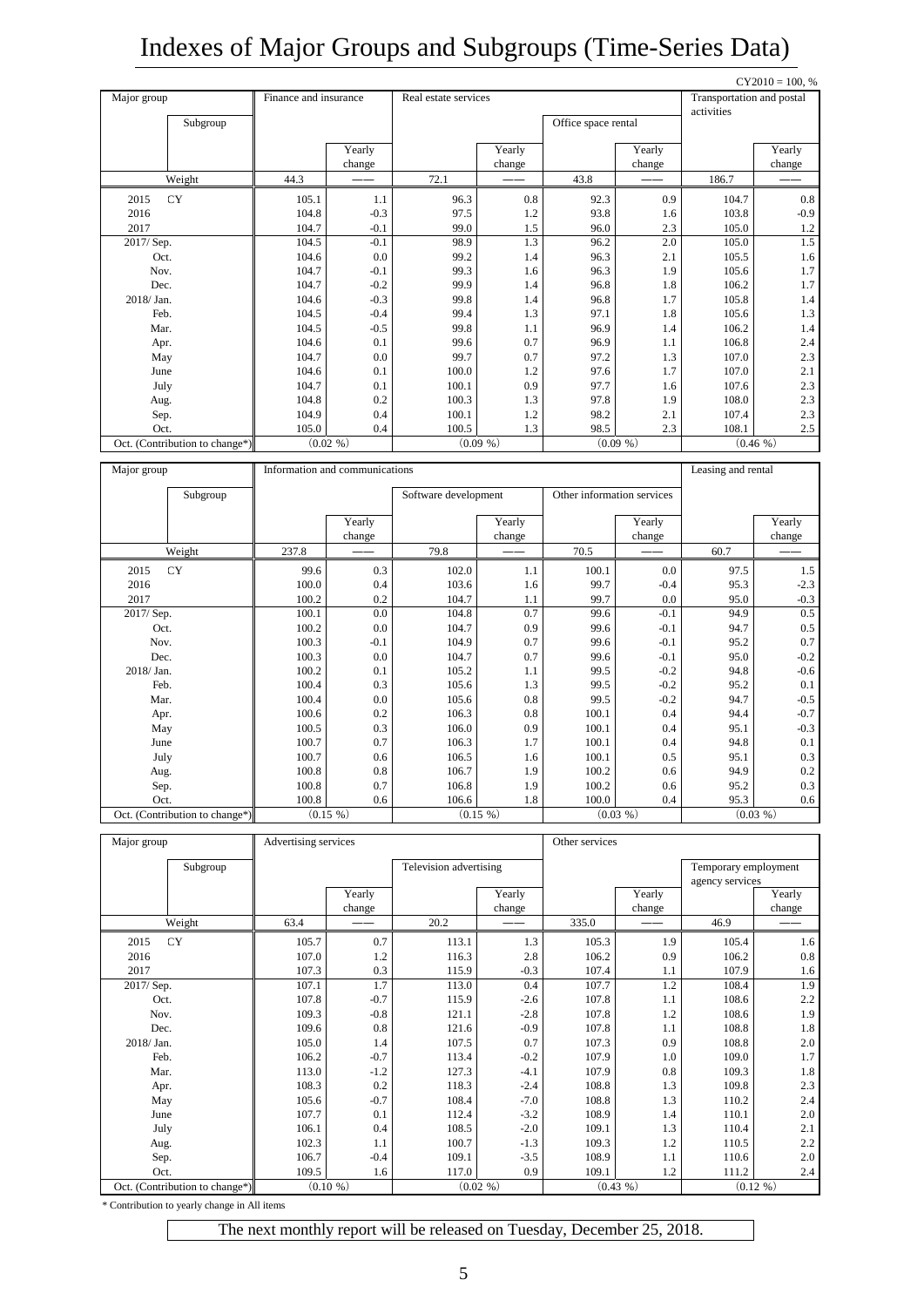# Indexes of Major Groups and Subgroups (Time-Series Data)

CY2010 = 100, %

| Major group | Finance and insurance | | Real estate services | | | | Transportation and postal activities | |
|---|---|---|---|---|---|---|---|---|
| Subgroup | | | | | Office space rental | | | |
| | | Yearly change | | Yearly change | | Yearly change | | Yearly change |
| Weight | 44.3 | —— | 72.1 | —— | 43.8 | —— | 186.7 | —— |
| 2015 CY | 105.1 | 1.1 | 96.3 | 0.8 | 92.3 | 0.9 | 104.7 | 0.8 |
| 2016 | 104.8 | -0.3 | 97.5 | 1.2 | 93.8 | 1.6 | 103.8 | -0.9 |
| 2017 | 104.7 | -0.1 | 99.0 | 1.5 | 96.0 | 2.3 | 105.0 | 1.2 |
| 2017/ Sep. | 104.5 | -0.1 | 98.9 | 1.3 | 96.2 | 2.0 | 105.0 | 1.5 |
| Oct. | 104.6 | 0.0 | 99.2 | 1.4 | 96.3 | 2.1 | 105.5 | 1.6 |
| Nov. | 104.7 | -0.1 | 99.3 | 1.6 | 96.3 | 1.9 | 105.6 | 1.7 |
| Dec. | 104.7 | -0.2 | 99.9 | 1.4 | 96.8 | 1.8 | 106.2 | 1.7 |
| 2018/ Jan. | 104.6 | -0.3 | 99.8 | 1.4 | 96.8 | 1.7 | 105.8 | 1.4 |
| Feb. | 104.5 | -0.4 | 99.4 | 1.3 | 97.1 | 1.8 | 105.6 | 1.3 |
| Mar. | 104.5 | -0.5 | 99.8 | 1.1 | 96.9 | 1.4 | 106.2 | 1.4 |
| Apr. | 104.6 | 0.1 | 99.6 | 0.7 | 96.9 | 1.1 | 106.8 | 2.4 |
| May | 104.7 | 0.0 | 99.7 | 0.7 | 97.2 | 1.3 | 107.0 | 2.3 |
| June | 104.6 | 0.1 | 100.0 | 1.2 | 97.6 | 1.7 | 107.0 | 2.1 |
| July | 104.7 | 0.1 | 100.1 | 0.9 | 97.7 | 1.6 | 107.6 | 2.3 |
| Aug. | 104.8 | 0.2 | 100.3 | 1.3 | 97.8 | 1.9 | 108.0 | 2.3 |
| Sep. | 104.9 | 0.4 | 100.1 | 1.2 | 98.2 | 2.1 | 107.4 | 2.3 |
| Oct. | 105.0 | 0.4 | 100.5 | 1.3 | 98.5 | 2.3 | 108.1 | 2.5 |
| Oct. (Contribution to change*) | (0.02 %) | | (0.09 %) | | (0.09 %) | | (0.46 %) | |

| Major group | Information and communications | | | | | | Leasing and rental | |
|---|---|---|---|---|---|---|---|---|
| Subgroup | | | Software development | | Other information services | | | |
| | | Yearly change | | Yearly change | | Yearly change | | Yearly change |
| Weight | 237.8 | —— | 79.8 | —— | 70.5 | —— | 60.7 | —— |
| 2015 CY | 99.6 | 0.3 | 102.0 | 1.1 | 100.1 | 0.0 | 97.5 | 1.5 |
| 2016 | 100.0 | 0.4 | 103.6 | 1.6 | 99.7 | -0.4 | 95.3 | -2.3 |
| 2017 | 100.2 | 0.2 | 104.7 | 1.1 | 99.7 | 0.0 | 95.0 | -0.3 |
| 2017/ Sep. | 100.1 | 0.0 | 104.8 | 0.7 | 99.6 | -0.1 | 94.9 | 0.5 |
| Oct. | 100.2 | 0.0 | 104.7 | 0.9 | 99.6 | -0.1 | 94.7 | 0.5 |
| Nov. | 100.3 | -0.1 | 104.9 | 0.7 | 99.6 | -0.1 | 95.2 | 0.7 |
| Dec. | 100.3 | 0.0 | 104.7 | 0.7 | 99.6 | -0.1 | 95.0 | -0.2 |
| 2018/ Jan. | 100.2 | 0.1 | 105.2 | 1.1 | 99.5 | -0.2 | 94.8 | -0.6 |
| Feb. | 100.4 | 0.3 | 105.6 | 1.3 | 99.5 | -0.2 | 95.2 | 0.1 |
| Mar. | 100.4 | 0.0 | 105.6 | 0.8 | 99.5 | -0.2 | 94.7 | -0.5 |
| Apr. | 100.6 | 0.2 | 106.3 | 0.8 | 100.1 | 0.4 | 94.4 | -0.7 |
| May | 100.5 | 0.3 | 106.0 | 0.9 | 100.1 | 0.4 | 95.1 | -0.3 |
| June | 100.7 | 0.7 | 106.3 | 1.7 | 100.1 | 0.4 | 94.8 | 0.1 |
| July | 100.7 | 0.6 | 106.5 | 1.6 | 100.1 | 0.5 | 95.1 | 0.3 |
| Aug. | 100.8 | 0.8 | 106.7 | 1.9 | 100.2 | 0.6 | 94.9 | 0.2 |
| Sep. | 100.8 | 0.7 | 106.8 | 1.9 | 100.2 | 0.6 | 95.2 | 0.3 |
| Oct. | 100.8 | 0.6 | 106.6 | 1.8 | 100.0 | 0.4 | 95.3 | 0.6 |
| Oct. (Contribution to change*) | (0.15 %) | | (0.15 %) | | (0.03 %) | | (0.03 %) | |

| Major group | Advertising services | | | | Other services | | | |
|---|---|---|---|---|---|---|---|---|
| Subgroup | | | Television advertising | | | | Temporary employment agency services | |
| | | Yearly change | | Yearly change | | Yearly change | | Yearly change |
| Weight | 63.4 | —— | 20.2 | —— | 335.0 | —— | 46.9 | —— |
| 2015 CY | 105.7 | 0.7 | 113.1 | 1.3 | 105.3 | 1.9 | 105.4 | 1.6 |
| 2016 | 107.0 | 1.2 | 116.3 | 2.8 | 106.2 | 0.9 | 106.2 | 0.8 |
| 2017 | 107.3 | 0.3 | 115.9 | -0.3 | 107.4 | 1.1 | 107.9 | 1.6 |
| 2017/ Sep. | 107.1 | 1.7 | 113.0 | 0.4 | 107.7 | 1.2 | 108.4 | 1.9 |
| Oct. | 107.8 | -0.7 | 115.9 | -2.6 | 107.8 | 1.1 | 108.6 | 2.2 |
| Nov. | 109.3 | -0.8 | 121.1 | -2.8 | 107.8 | 1.2 | 108.6 | 1.9 |
| Dec. | 109.6 | 0.8 | 121.6 | -0.9 | 107.8 | 1.1 | 108.8 | 1.8 |
| 2018/ Jan. | 105.0 | 1.4 | 107.5 | 0.7 | 107.3 | 0.9 | 108.8 | 2.0 |
| Feb. | 106.2 | -0.7 | 113.4 | -0.2 | 107.9 | 1.0 | 109.0 | 1.7 |
| Mar. | 113.0 | -1.2 | 127.3 | -4.1 | 107.9 | 0.8 | 109.3 | 1.8 |
| Apr. | 108.3 | 0.2 | 118.3 | -2.4 | 108.8 | 1.3 | 109.8 | 2.3 |
| May | 105.6 | -0.7 | 108.4 | -7.0 | 108.8 | 1.3 | 110.2 | 2.4 |
| June | 107.7 | 0.1 | 112.4 | -3.2 | 108.9 | 1.4 | 110.1 | 2.0 |
| July | 106.1 | 0.4 | 108.5 | -2.0 | 109.1 | 1.3 | 110.4 | 2.1 |
| Aug. | 102.3 | 1.1 | 100.7 | -1.3 | 109.3 | 1.2 | 110.5 | 2.2 |
| Sep. | 106.7 | -0.4 | 109.1 | -3.5 | 108.9 | 1.1 | 110.6 | 2.0 |
| Oct. | 109.5 | 1.6 | 117.0 | 0.9 | 109.1 | 1.2 | 111.2 | 2.4 |
| Oct. (Contribution to change*) | (0.10 %) | | (0.02 %) | | (0.43 %) | | (0.12 %) | |

* Contribution to yearly change in All items

The next monthly report will be released on Tuesday, December 25, 2018.